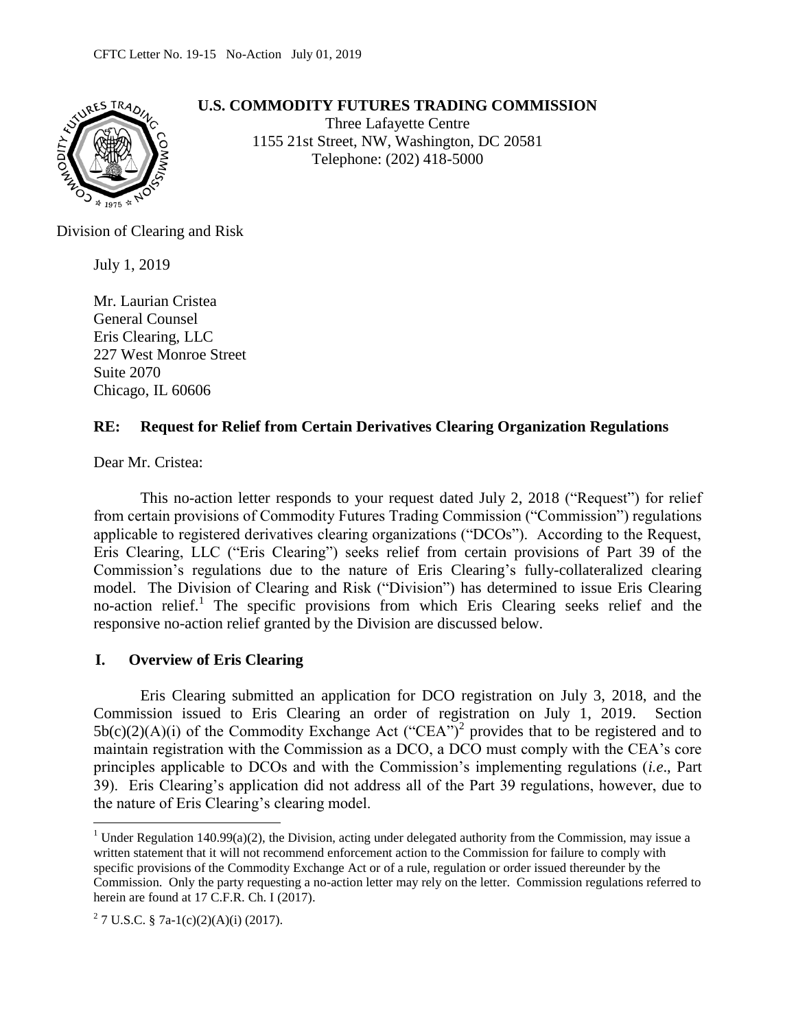CFTC Letter No. 19-15 No-Action July 01, 2019

**U.S. COMMODITY FUTURES TRADING COMMISSION**

Three Lafayette Centre
1155 21st Street, NW, Washington, DC 20581
Telephone: (202) 418-5000

Division of Clearing and Risk

July 1, 2019

Mr. Laurian Cristea
General Counsel
Eris Clearing, LLC
227 West Monroe Street
Suite 2070
Chicago, IL 60606

**RE: Request for Relief from Certain Derivatives Clearing Organization Regulations**

Dear Mr. Cristea:

This no-action letter responds to your request dated July 2, 2018 ("Request") for relief from certain provisions of Commodity Futures Trading Commission ("Commission") regulations applicable to registered derivatives clearing organizations ("DCOs"). According to the Request, Eris Clearing, LLC ("Eris Clearing") seeks relief from certain provisions of Part 39 of the Commission's regulations due to the nature of Eris Clearing's fully-collateralized clearing model. The Division of Clearing and Risk ("Division") has determined to issue Eris Clearing no-action relief.[1] The specific provisions from which Eris Clearing seeks relief and the responsive no-action relief granted by the Division are discussed below.

## I. Overview of Eris Clearing

Eris Clearing submitted an application for DCO registration on July 3, 2018, and the Commission issued to Eris Clearing an order of registration on July 1, 2019. Section 5b(c)(2)(A)(i) of the Commodity Exchange Act ("CEA")[2] provides that to be registered and to maintain registration with the Commission as a DCO, a DCO must comply with the CEA's core principles applicable to DCOs and with the Commission's implementing regulations (*i.e*., Part 39). Eris Clearing's application did not address all of the Part 39 regulations, however, due to the nature of Eris Clearing's clearing model.

---

[1] Under Regulation 140.99(a)(2), the Division, acting under delegated authority from the Commission, may issue a written statement that it will not recommend enforcement action to the Commission for failure to comply with specific provisions of the Commodity Exchange Act or of a rule, regulation or order issued thereunder by the Commission. Only the party requesting a no-action letter may rely on the letter. Commission regulations referred to herein are found at 17 C.F.R. Ch. I (2017).

[2] 7 U.S.C. § 7a-1(c)(2)(A)(i) (2017).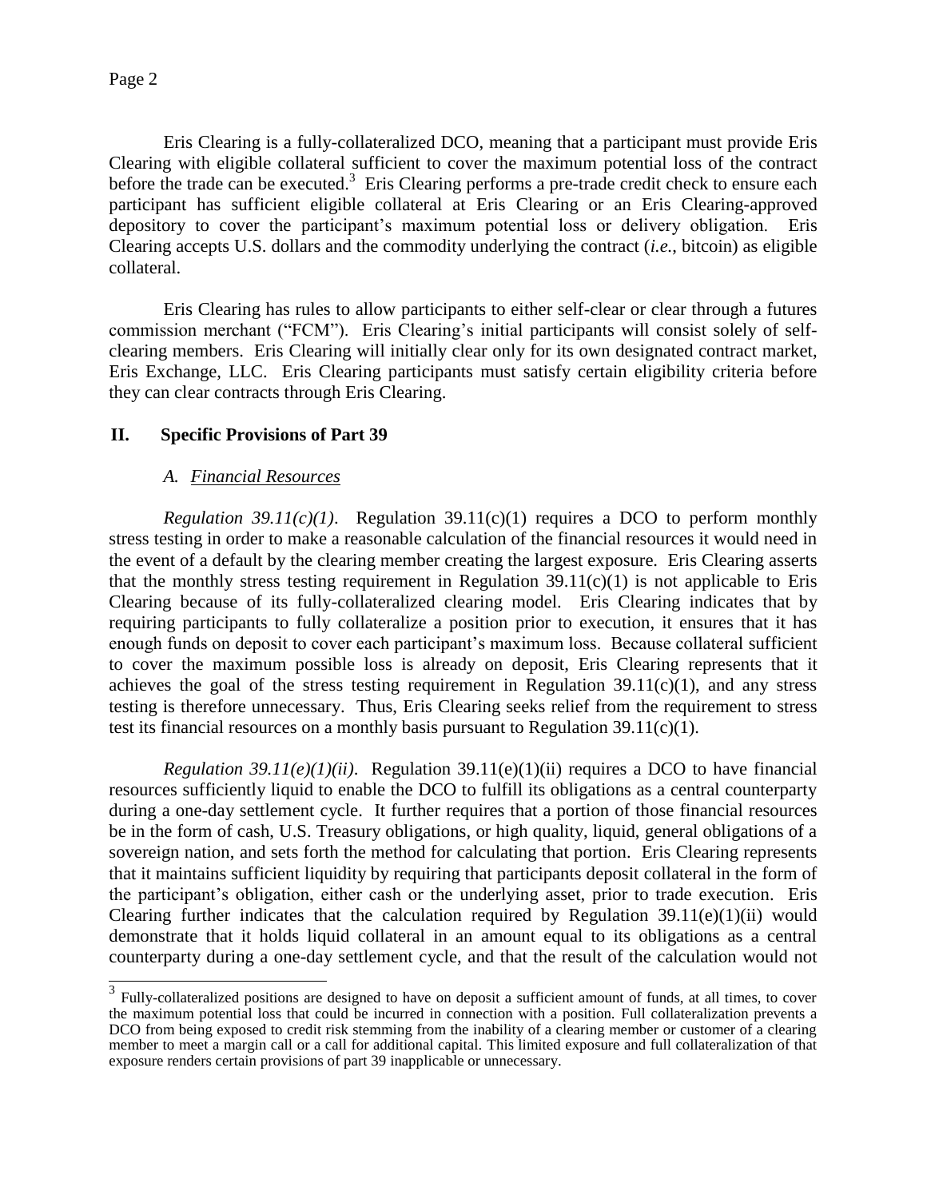Eris Clearing is a fully-collateralized DCO, meaning that a participant must provide Eris Clearing with eligible collateral sufficient to cover the maximum potential loss of the contract before the trade can be executed.[3] Eris Clearing performs a pre-trade credit check to ensure each participant has sufficient eligible collateral at Eris Clearing or an Eris Clearing-approved depository to cover the participant's maximum potential loss or delivery obligation. Eris Clearing accepts U.S. dollars and the commodity underlying the contract (*i.e.*, bitcoin) as eligible collateral.

Eris Clearing has rules to allow participants to either self-clear or clear through a futures commission merchant ("FCM"). Eris Clearing's initial participants will consist solely of self-clearing members. Eris Clearing will initially clear only for its own designated contract market, Eris Exchange, LLC. Eris Clearing participants must satisfy certain eligibility criteria before they can clear contracts through Eris Clearing.

## II. Specific Provisions of Part 39

### A. *Financial Resources*

*Regulation 39.11(c)(1)*. Regulation 39.11(c)(1) requires a DCO to perform monthly stress testing in order to make a reasonable calculation of the financial resources it would need in the event of a default by the clearing member creating the largest exposure. Eris Clearing asserts that the monthly stress testing requirement in Regulation 39.11(c)(1) is not applicable to Eris Clearing because of its fully-collateralized clearing model. Eris Clearing indicates that by requiring participants to fully collateralize a position prior to execution, it ensures that it has enough funds on deposit to cover each participant's maximum loss. Because collateral sufficient to cover the maximum possible loss is already on deposit, Eris Clearing represents that it achieves the goal of the stress testing requirement in Regulation 39.11(c)(1), and any stress testing is therefore unnecessary. Thus, Eris Clearing seeks relief from the requirement to stress test its financial resources on a monthly basis pursuant to Regulation 39.11(c)(1).

*Regulation 39.11(e)(1)(ii)*. Regulation 39.11(e)(1)(ii) requires a DCO to have financial resources sufficiently liquid to enable the DCO to fulfill its obligations as a central counterparty during a one-day settlement cycle. It further requires that a portion of those financial resources be in the form of cash, U.S. Treasury obligations, or high quality, liquid, general obligations of a sovereign nation, and sets forth the method for calculating that portion. Eris Clearing represents that it maintains sufficient liquidity by requiring that participants deposit collateral in the form of the participant's obligation, either cash or the underlying asset, prior to trade execution. Eris Clearing further indicates that the calculation required by Regulation 39.11(e)(1)(ii) would demonstrate that it holds liquid collateral in an amount equal to its obligations as a central counterparty during a one-day settlement cycle, and that the result of the calculation would not

[3] Fully-collateralized positions are designed to have on deposit a sufficient amount of funds, at all times, to cover the maximum potential loss that could be incurred in connection with a position. Full collateralization prevents a DCO from being exposed to credit risk stemming from the inability of a clearing member or customer of a clearing member to meet a margin call or a call for additional capital. This limited exposure and full collateralization of that exposure renders certain provisions of part 39 inapplicable or unnecessary.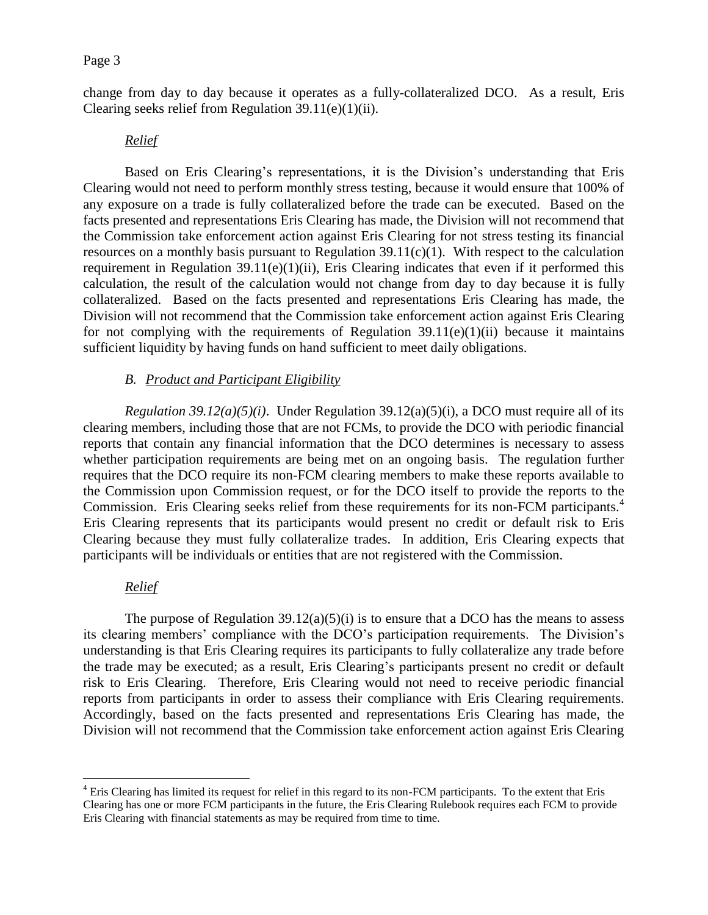change from day to day because it operates as a fully-collateralized DCO. As a result, Eris Clearing seeks relief from Regulation 39.11(e)(1)(ii).

*Relief*

Based on Eris Clearing's representations, it is the Division's understanding that Eris Clearing would not need to perform monthly stress testing, because it would ensure that 100% of any exposure on a trade is fully collateralized before the trade can be executed. Based on the facts presented and representations Eris Clearing has made, the Division will not recommend that the Commission take enforcement action against Eris Clearing for not stress testing its financial resources on a monthly basis pursuant to Regulation 39.11(c)(1). With respect to the calculation requirement in Regulation 39.11(e)(1)(ii), Eris Clearing indicates that even if it performed this calculation, the result of the calculation would not change from day to day because it is fully collateralized. Based on the facts presented and representations Eris Clearing has made, the Division will not recommend that the Commission take enforcement action against Eris Clearing for not complying with the requirements of Regulation 39.11(e)(1)(ii) because it maintains sufficient liquidity by having funds on hand sufficient to meet daily obligations.

### *B. Product and Participant Eligibility*

*Regulation 39.12(a)(5)(i)*. Under Regulation 39.12(a)(5)(i), a DCO must require all of its clearing members, including those that are not FCMs, to provide the DCO with periodic financial reports that contain any financial information that the DCO determines is necessary to assess whether participation requirements are being met on an ongoing basis. The regulation further requires that the DCO require its non-FCM clearing members to make these reports available to the Commission upon Commission request, or for the DCO itself to provide the reports to the Commission. Eris Clearing seeks relief from these requirements for its non-FCM participants.[4] Eris Clearing represents that its participants would present no credit or default risk to Eris Clearing because they must fully collateralize trades. In addition, Eris Clearing expects that participants will be individuals or entities that are not registered with the Commission.

*Relief*

The purpose of Regulation 39.12(a)(5)(i) is to ensure that a DCO has the means to assess its clearing members' compliance with the DCO's participation requirements. The Division's understanding is that Eris Clearing requires its participants to fully collateralize any trade before the trade may be executed; as a result, Eris Clearing's participants present no credit or default risk to Eris Clearing. Therefore, Eris Clearing would not need to receive periodic financial reports from participants in order to assess their compliance with Eris Clearing requirements. Accordingly, based on the facts presented and representations Eris Clearing has made, the Division will not recommend that the Commission take enforcement action against Eris Clearing

[4] Eris Clearing has limited its request for relief in this regard to its non-FCM participants. To the extent that Eris Clearing has one or more FCM participants in the future, the Eris Clearing Rulebook requires each FCM to provide Eris Clearing with financial statements as may be required from time to time.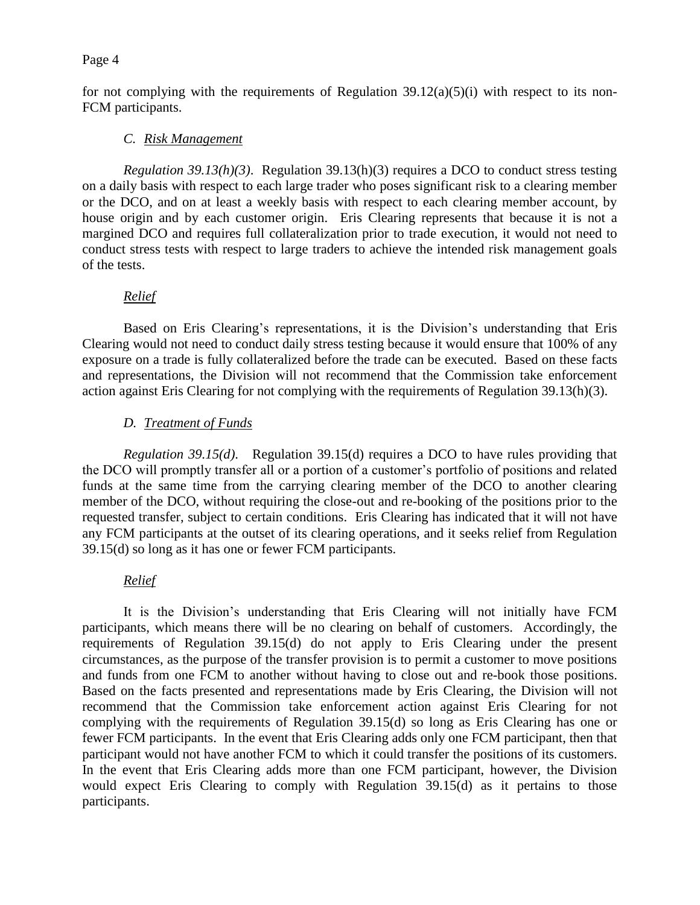for not complying with the requirements of Regulation 39.12(a)(5)(i) with respect to its non-FCM participants.

### C. *Risk Management*

*Regulation 39.13(h)(3)*. Regulation 39.13(h)(3) requires a DCO to conduct stress testing on a daily basis with respect to each large trader who poses significant risk to a clearing member or the DCO, and on at least a weekly basis with respect to each clearing member account, by house origin and by each customer origin. Eris Clearing represents that because it is not a margined DCO and requires full collateralization prior to trade execution, it would not need to conduct stress tests with respect to large traders to achieve the intended risk management goals of the tests.

#### *Relief*

Based on Eris Clearing's representations, it is the Division's understanding that Eris Clearing would not need to conduct daily stress testing because it would ensure that 100% of any exposure on a trade is fully collateralized before the trade can be executed. Based on these facts and representations, the Division will not recommend that the Commission take enforcement action against Eris Clearing for not complying with the requirements of Regulation 39.13(h)(3).

### D. *Treatment of Funds*

*Regulation 39.15(d)*. Regulation 39.15(d) requires a DCO to have rules providing that the DCO will promptly transfer all or a portion of a customer's portfolio of positions and related funds at the same time from the carrying clearing member of the DCO to another clearing member of the DCO, without requiring the close-out and re-booking of the positions prior to the requested transfer, subject to certain conditions. Eris Clearing has indicated that it will not have any FCM participants at the outset of its clearing operations, and it seeks relief from Regulation 39.15(d) so long as it has one or fewer FCM participants.

#### *Relief*

It is the Division's understanding that Eris Clearing will not initially have FCM participants, which means there will be no clearing on behalf of customers. Accordingly, the requirements of Regulation 39.15(d) do not apply to Eris Clearing under the present circumstances, as the purpose of the transfer provision is to permit a customer to move positions and funds from one FCM to another without having to close out and re-book those positions. Based on the facts presented and representations made by Eris Clearing, the Division will not recommend that the Commission take enforcement action against Eris Clearing for not complying with the requirements of Regulation 39.15(d) so long as Eris Clearing has one or fewer FCM participants. In the event that Eris Clearing adds only one FCM participant, then that participant would not have another FCM to which it could transfer the positions of its customers. In the event that Eris Clearing adds more than one FCM participant, however, the Division would expect Eris Clearing to comply with Regulation 39.15(d) as it pertains to those participants.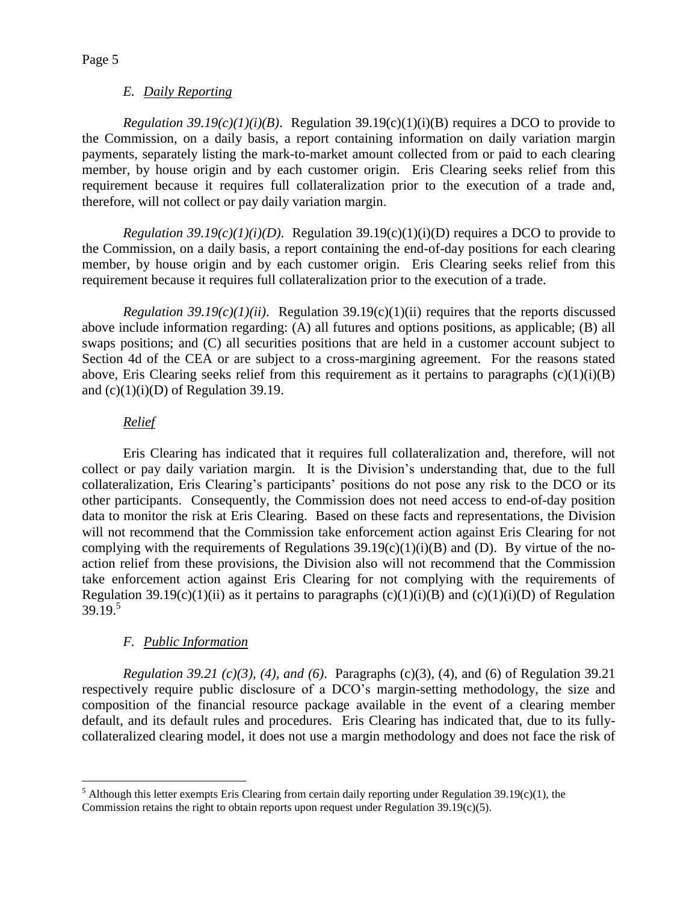### *E. Daily Reporting*

*Regulation 39.19(c)(1)(i)(B)*. Regulation 39.19(c)(1)(i)(B) requires a DCO to provide to the Commission, on a daily basis, a report containing information on daily variation margin payments, separately listing the mark-to-market amount collected from or paid to each clearing member, by house origin and by each customer origin. Eris Clearing seeks relief from this requirement because it requires full collateralization prior to the execution of a trade and, therefore, will not collect or pay daily variation margin.

*Regulation 39.19(c)(1)(i)(D)*. Regulation 39.19(c)(1)(i)(D) requires a DCO to provide to the Commission, on a daily basis, a report containing the end-of-day positions for each clearing member, by house origin and by each customer origin. Eris Clearing seeks relief from this requirement because it requires full collateralization prior to the execution of a trade.

*Regulation 39.19(c)(1)(ii)*. Regulation 39.19(c)(1)(ii) requires that the reports discussed above include information regarding: (A) all futures and options positions, as applicable; (B) all swaps positions; and (C) all securities positions that are held in a customer account subject to Section 4d of the CEA or are subject to a cross-margining agreement. For the reasons stated above, Eris Clearing seeks relief from this requirement as it pertains to paragraphs (c)(1)(i)(B) and (c)(1)(i)(D) of Regulation 39.19.

*Relief*

Eris Clearing has indicated that it requires full collateralization and, therefore, will not collect or pay daily variation margin. It is the Division's understanding that, due to the full collateralization, Eris Clearing's participants' positions do not pose any risk to the DCO or its other participants. Consequently, the Commission does not need access to end-of-day position data to monitor the risk at Eris Clearing. Based on these facts and representations, the Division will not recommend that the Commission take enforcement action against Eris Clearing for not complying with the requirements of Regulations 39.19(c)(1)(i)(B) and (D). By virtue of the no-action relief from these provisions, the Division also will not recommend that the Commission take enforcement action against Eris Clearing for not complying with the requirements of Regulation 39.19(c)(1)(ii) as it pertains to paragraphs (c)(1)(i)(B) and (c)(1)(i)(D) of Regulation 39.19.[5]

### *F. Public Information*

*Regulation 39.21 (c)(3), (4), and (6)*. Paragraphs (c)(3), (4), and (6) of Regulation 39.21 respectively require public disclosure of a DCO's margin-setting methodology, the size and composition of the financial resource package available in the event of a clearing member default, and its default rules and procedures. Eris Clearing has indicated that, due to its fully-collateralized clearing model, it does not use a margin methodology and does not face the risk of

---

[5] Although this letter exempts Eris Clearing from certain daily reporting under Regulation 39.19(c)(1), the Commission retains the right to obtain reports upon request under Regulation 39.19(c)(5).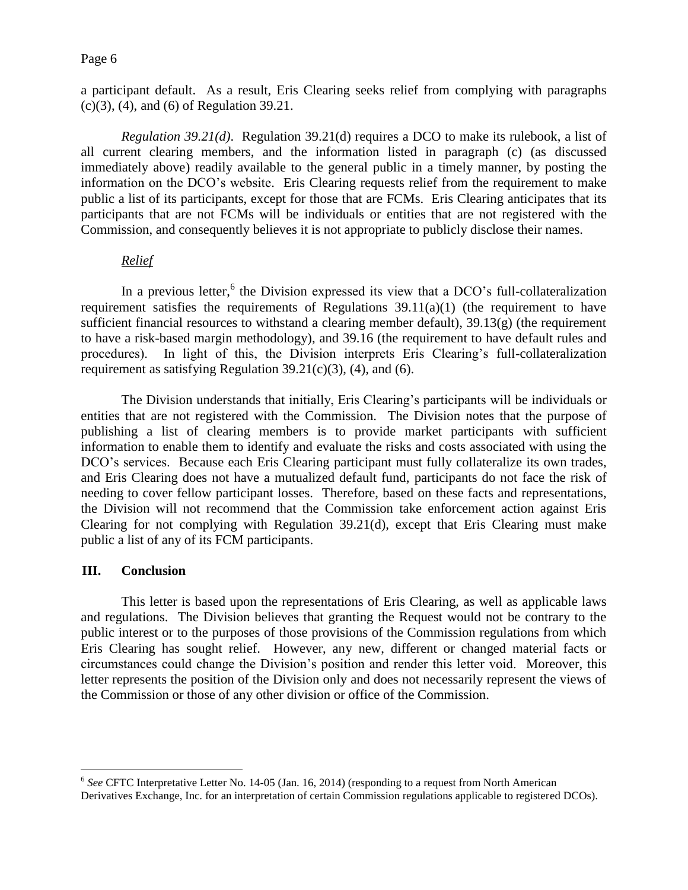a participant default. As a result, Eris Clearing seeks relief from complying with paragraphs (c)(3), (4), and (6) of Regulation 39.21.

*Regulation 39.21(d)*. Regulation 39.21(d) requires a DCO to make its rulebook, a list of all current clearing members, and the information listed in paragraph (c) (as discussed immediately above) readily available to the general public in a timely manner, by posting the information on the DCO's website. Eris Clearing requests relief from the requirement to make public a list of its participants, except for those that are FCMs. Eris Clearing anticipates that its participants that are not FCMs will be individuals or entities that are not registered with the Commission, and consequently believes it is not appropriate to publicly disclose their names.

*Relief*

In a previous letter,[6] the Division expressed its view that a DCO's full-collateralization requirement satisfies the requirements of Regulations 39.11(a)(1) (the requirement to have sufficient financial resources to withstand a clearing member default), 39.13(g) (the requirement to have a risk-based margin methodology), and 39.16 (the requirement to have default rules and procedures). In light of this, the Division interprets Eris Clearing's full-collateralization requirement as satisfying Regulation 39.21(c)(3), (4), and (6).

The Division understands that initially, Eris Clearing's participants will be individuals or entities that are not registered with the Commission. The Division notes that the purpose of publishing a list of clearing members is to provide market participants with sufficient information to enable them to identify and evaluate the risks and costs associated with using the DCO's services. Because each Eris Clearing participant must fully collateralize its own trades, and Eris Clearing does not have a mutualized default fund, participants do not face the risk of needing to cover fellow participant losses. Therefore, based on these facts and representations, the Division will not recommend that the Commission take enforcement action against Eris Clearing for not complying with Regulation 39.21(d), except that Eris Clearing must make public a list of any of its FCM participants.

## III. Conclusion

This letter is based upon the representations of Eris Clearing, as well as applicable laws and regulations. The Division believes that granting the Request would not be contrary to the public interest or to the purposes of those provisions of the Commission regulations from which Eris Clearing has sought relief. However, any new, different or changed material facts or circumstances could change the Division's position and render this letter void. Moreover, this letter represents the position of the Division only and does not necessarily represent the views of the Commission or those of any other division or office of the Commission.

---

[6] *See* CFTC Interpretative Letter No. 14-05 (Jan. 16, 2014) (responding to a request from North American Derivatives Exchange, Inc. for an interpretation of certain Commission regulations applicable to registered DCOs).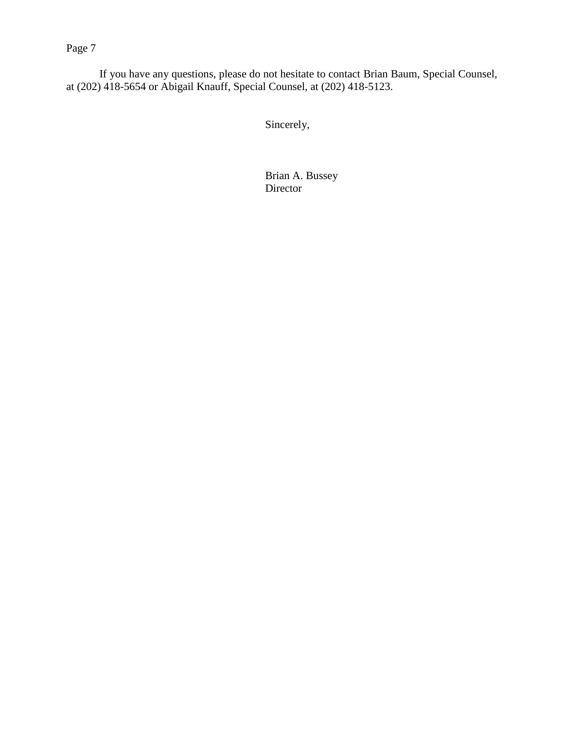If you have any questions, please do not hesitate to contact Brian Baum, Special Counsel, at (202) 418-5654 or Abigail Knauff, Special Counsel, at (202) 418-5123.

Sincerely,

Brian A. Bussey
Director